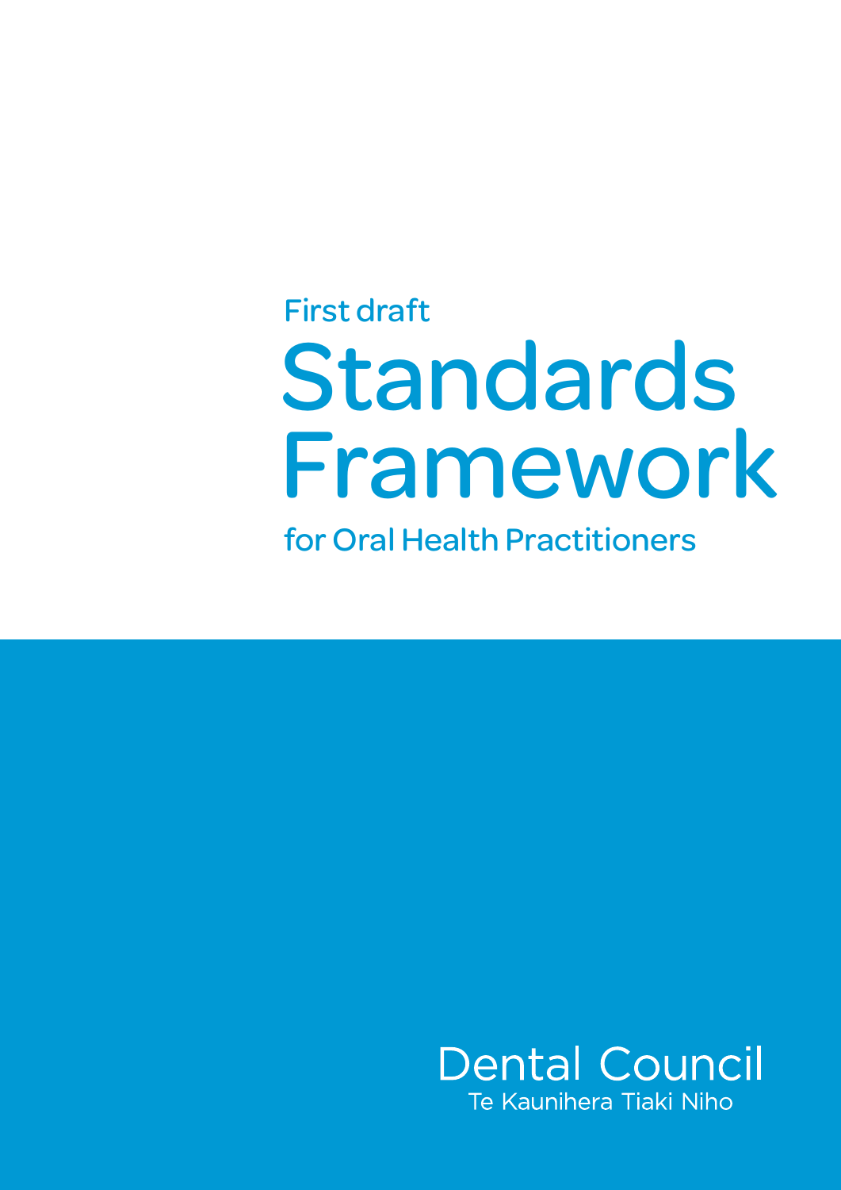First draft

# Standards Framework

for Oral Health Practitioners

Dental Council
Te Kaunihera Tiaki Niho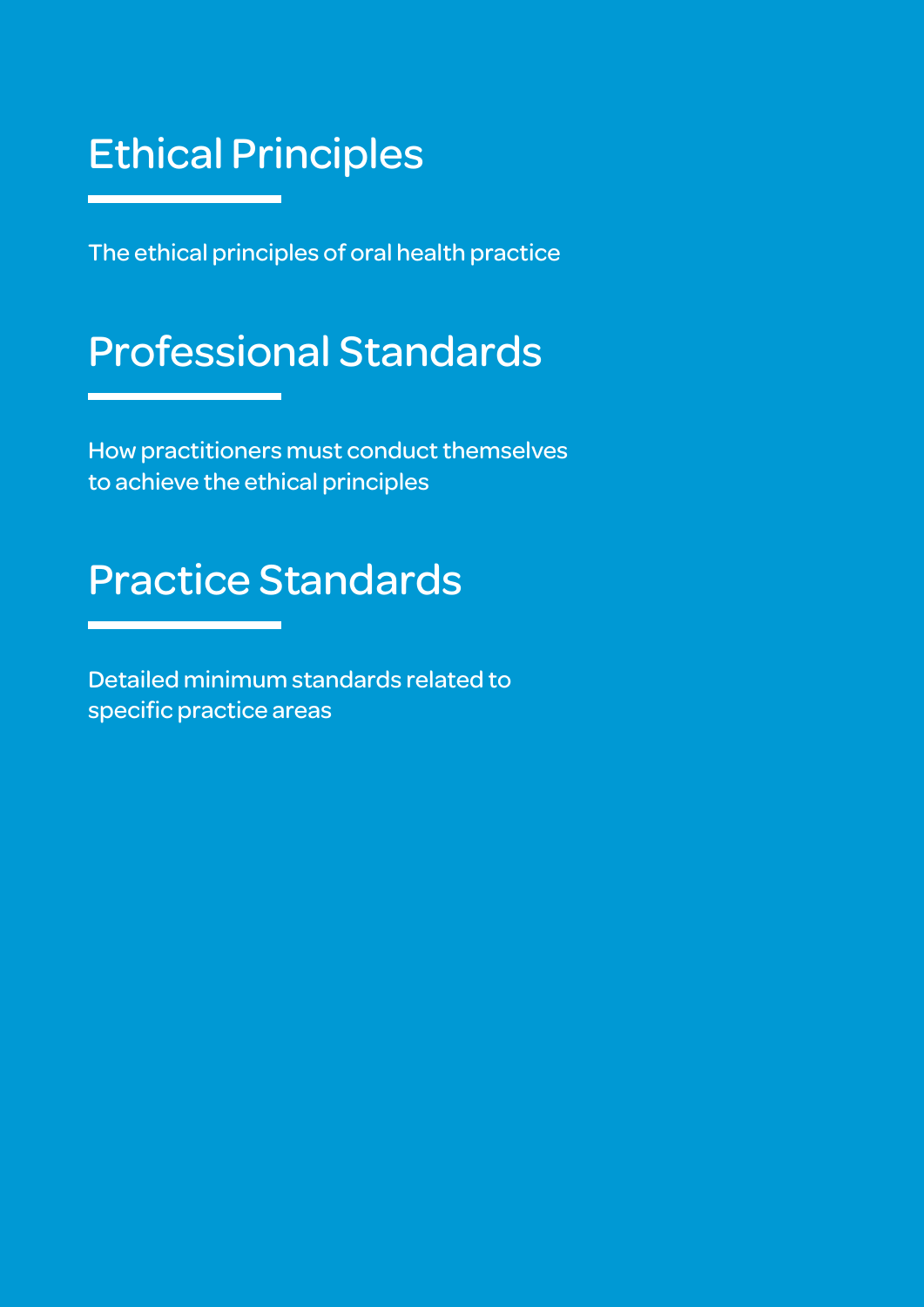## Ethical Principles

The ethical principles of oral health practice

## Professional Standards

How practitioners must conduct themselves to achieve the ethical principles

## Practice Standards

Detailed minimum standards related to specific practice areas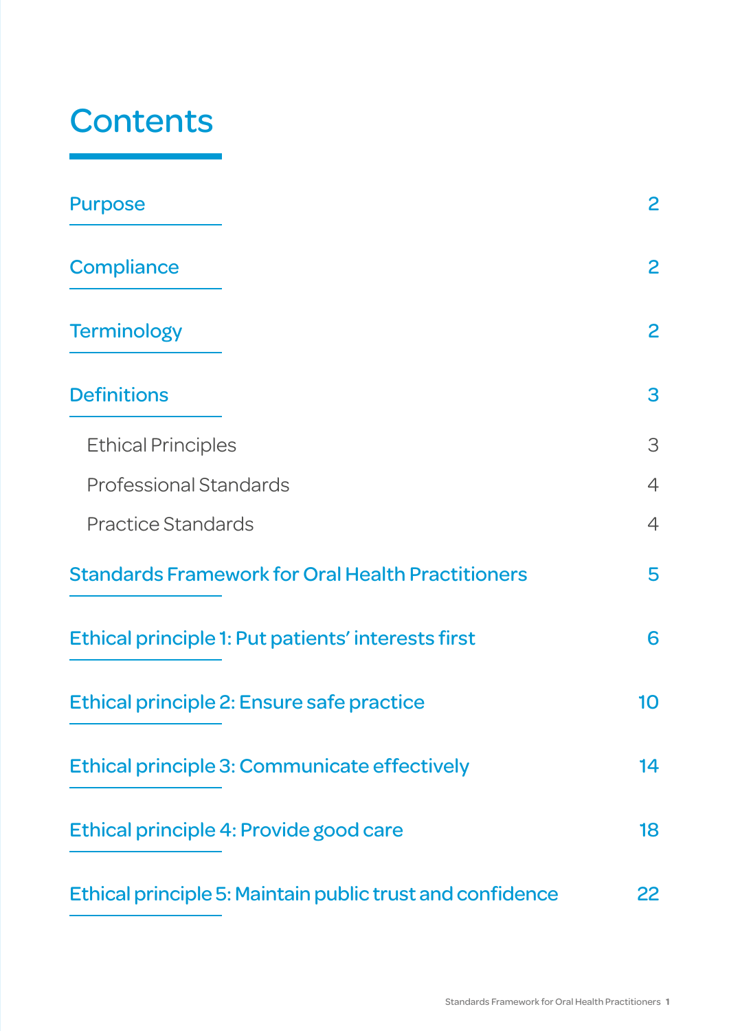# Contents

| | |
|---|---|
| Purpose | 2 |
| Compliance | 2 |
| Terminology | 2 |
| Definitions | 3 |
| Ethical Principles | 3 |
| Professional Standards | 4 |
| Practice Standards | 4 |
| Standards Framework for Oral Health Practitioners | 5 |
| Ethical principle 1: Put patients' interests first | 6 |
| Ethical principle 2: Ensure safe practice | 10 |
| Ethical principle 3: Communicate effectively | 14 |
| Ethical principle 4: Provide good care | 18 |
| Ethical principle 5: Maintain public trust and confidence | 22 |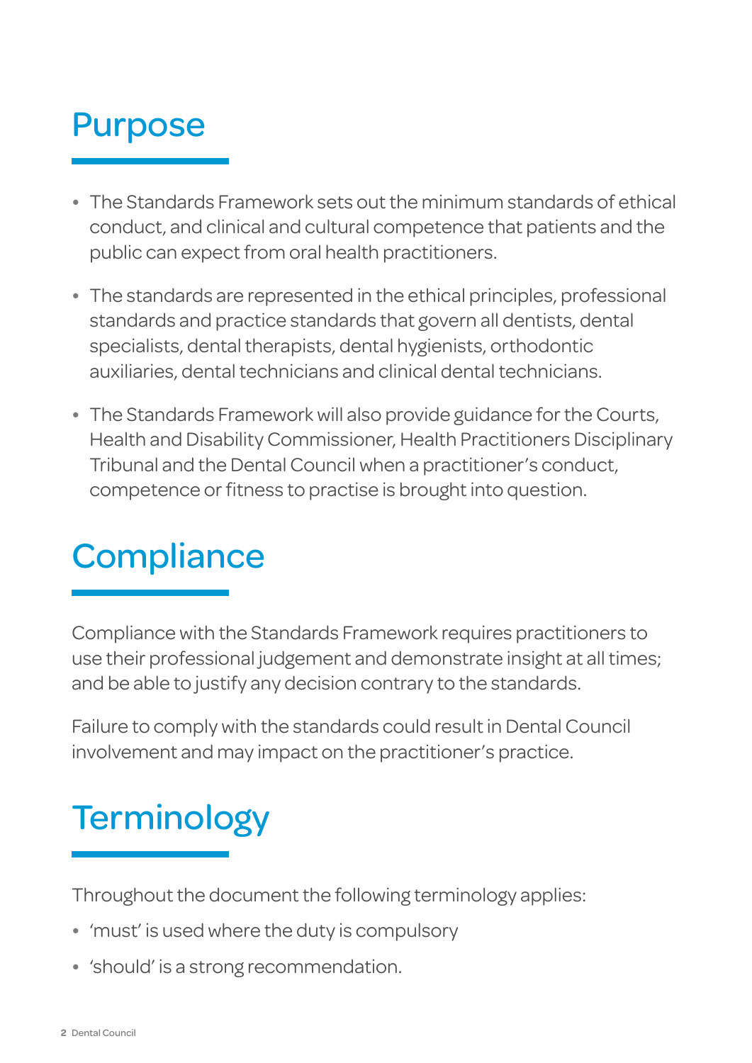## Purpose

- The Standards Framework sets out the minimum standards of ethical conduct, and clinical and cultural competence that patients and the public can expect from oral health practitioners.
- The standards are represented in the ethical principles, professional standards and practice standards that govern all dentists, dental specialists, dental therapists, dental hygienists, orthodontic auxiliaries, dental technicians and clinical dental technicians.
- The Standards Framework will also provide guidance for the Courts, Health and Disability Commissioner, Health Practitioners Disciplinary Tribunal and the Dental Council when a practitioner's conduct, competence or fitness to practise is brought into question.

## Compliance

Compliance with the Standards Framework requires practitioners to use their professional judgement and demonstrate insight at all times; and be able to justify any decision contrary to the standards.

Failure to comply with the standards could result in Dental Council involvement and may impact on the practitioner's practice.

## Terminology

Throughout the document the following terminology applies:

- 'must' is used where the duty is compulsory
- 'should' is a strong recommendation.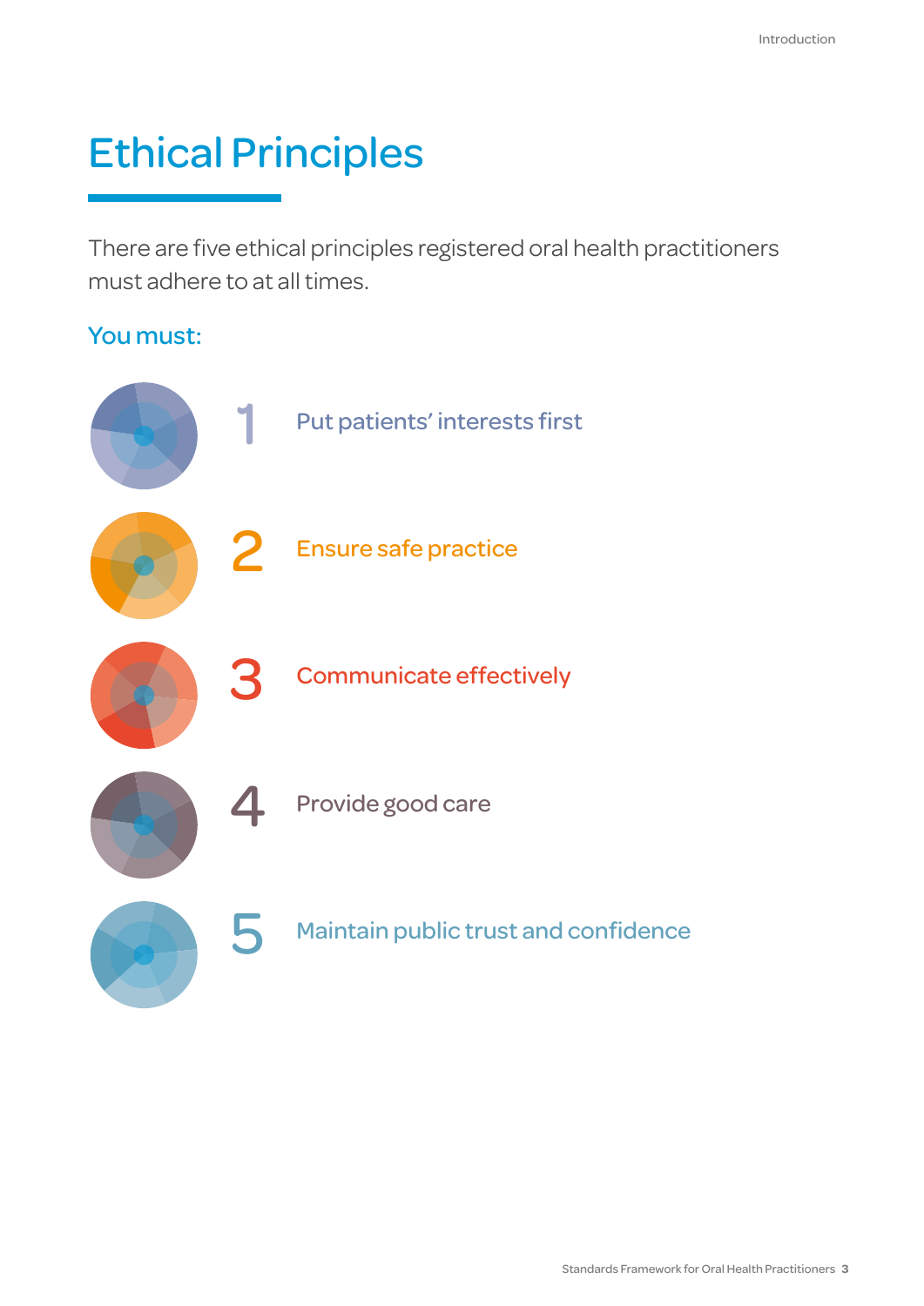# Ethical Principles

There are five ethical principles registered oral health practitioners must adhere to at all times.

**You must:**

1. Put patients' interests first
2. Ensure safe practice
3. Communicate effectively
4. Provide good care
5. Maintain public trust and confidence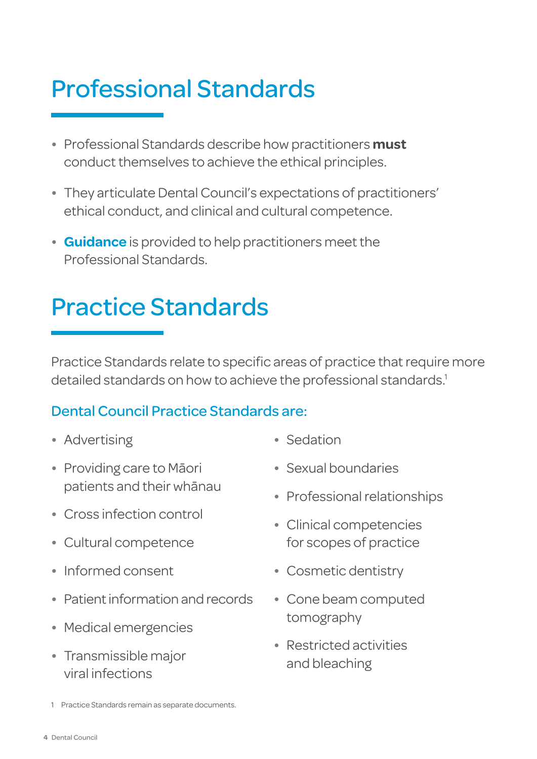# Professional Standards

- Professional Standards describe how practitioners **must** conduct themselves to achieve the ethical principles.
- They articulate Dental Council's expectations of practitioners' ethical conduct, and clinical and cultural competence.
- **Guidance** is provided to help practitioners meet the Professional Standards.

# Practice Standards

Practice Standards relate to specific areas of practice that require more detailed standards on how to achieve the professional standards.[1]

## Dental Council Practice Standards are:

- Advertising
- Providing care to Māori patients and their whānau
- Cross infection control
- Cultural competence
- Informed consent
- Patient information and records
- Medical emergencies
- Transmissible major viral infections
- Sedation
- Sexual boundaries
- Professional relationships
- Clinical competencies for scopes of practice
- Cosmetic dentistry
- Cone beam computed tomography
- Restricted activities and bleaching

1 Practice Standards remain as separate documents.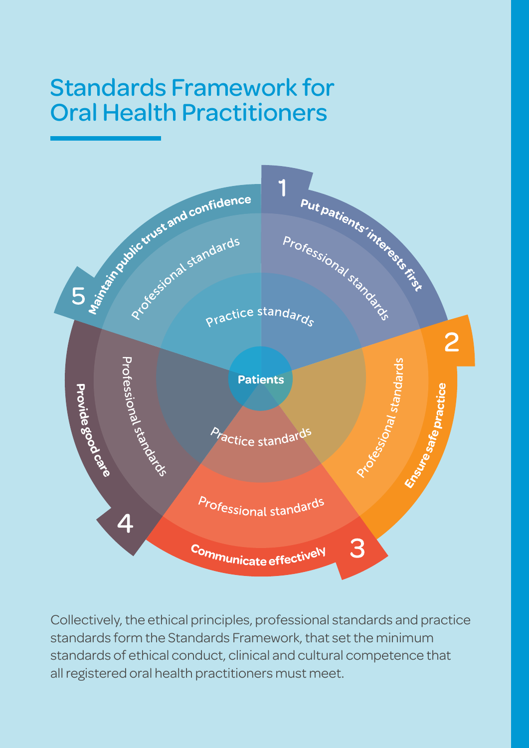# Standards Framework for Oral Health Practitioners

1. Put patients' interests first
2. Ensure safe practice
3. Communicate effectively
4. Provide good care
5. Maintain public trust and confidence

Patients

Practice standards

Professional standards

Collectively, the ethical principles, professional standards and practice standards form the Standards Framework, that set the minimum standards of ethical conduct, clinical and cultural competence that all registered oral health practitioners must meet.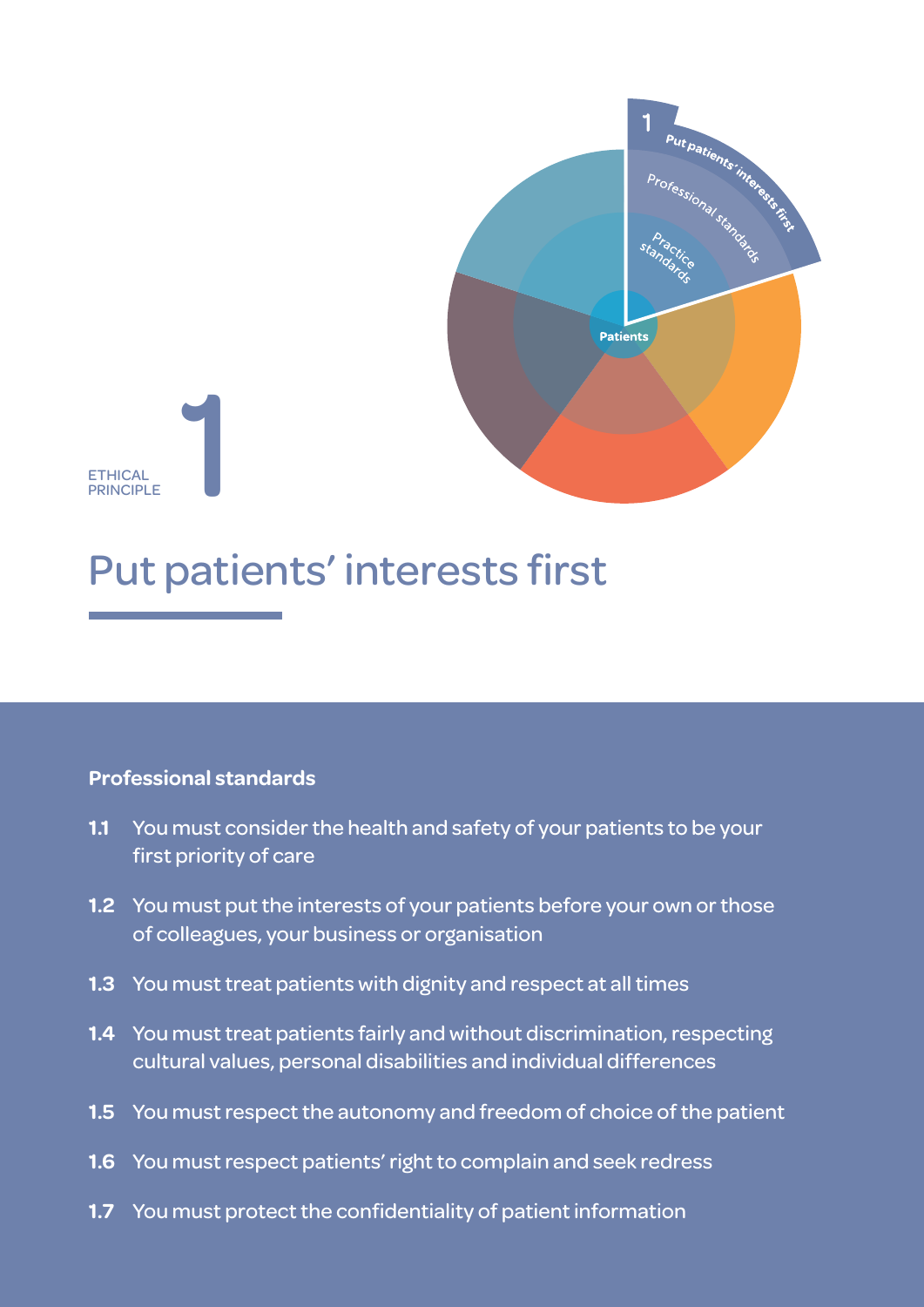ETHICAL PRINCIPLE **1**

# Put patients' interests first

## Professional standards

**1.1** You must consider the health and safety of your patients to be your first priority of care

**1.2** You must put the interests of your patients before your own or those of colleagues, your business or organisation

**1.3** You must treat patients with dignity and respect at all times

**1.4** You must treat patients fairly and without discrimination, respecting cultural values, personal disabilities and individual differences

**1.5** You must respect the autonomy and freedom of choice of the patient

**1.6** You must respect patients' right to complain and seek redress

**1.7** You must protect the confidentiality of patient information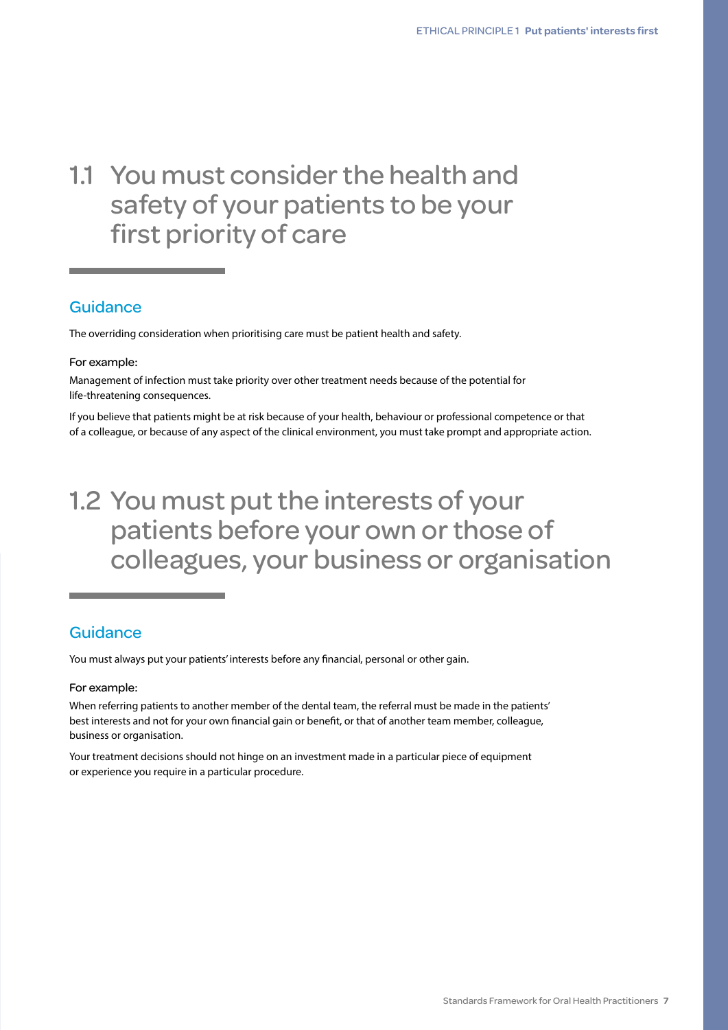## 1.1 You must consider the health and safety of your patients to be your first priority of care

### Guidance

The overriding consideration when prioritising care must be patient health and safety.

For example:

Management of infection must take priority over other treatment needs because of the potential for life-threatening consequences.

If you believe that patients might be at risk because of your health, behaviour or professional competence or that of a colleague, or because of any aspect of the clinical environment, you must take prompt and appropriate action.

## 1.2 You must put the interests of your patients before your own or those of colleagues, your business or organisation

### Guidance

You must always put your patients' interests before any financial, personal or other gain.

For example:

When referring patients to another member of the dental team, the referral must be made in the patients' best interests and not for your own financial gain or benefit, or that of another team member, colleague, business or organisation.

Your treatment decisions should not hinge on an investment made in a particular piece of equipment or experience you require in a particular procedure.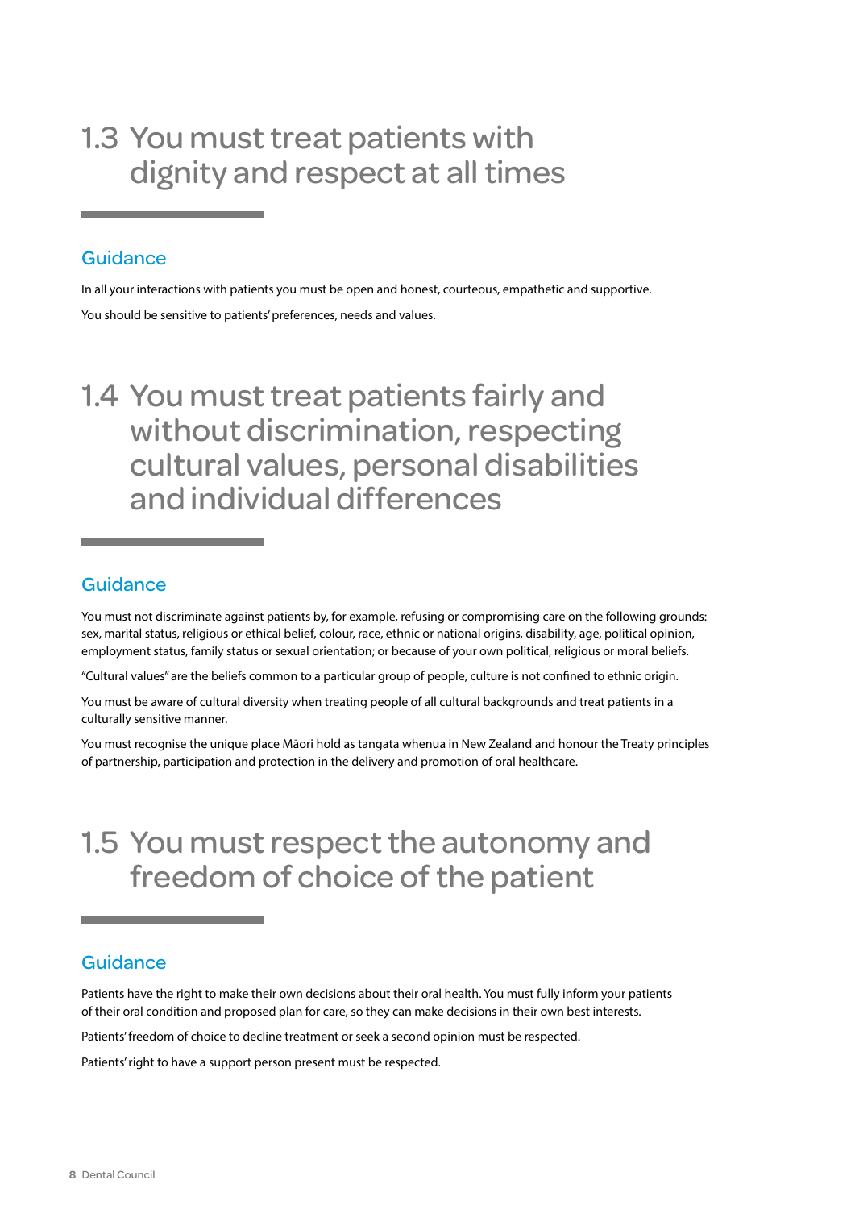## 1.3 You must treat patients with dignity and respect at all times

### Guidance

In all your interactions with patients you must be open and honest, courteous, empathetic and supportive.

You should be sensitive to patients' preferences, needs and values.

## 1.4 You must treat patients fairly and without discrimination, respecting cultural values, personal disabilities and individual differences

### Guidance

You must not discriminate against patients by, for example, refusing or compromising care on the following grounds: sex, marital status, religious or ethical belief, colour, race, ethnic or national origins, disability, age, political opinion, employment status, family status or sexual orientation; or because of your own political, religious or moral beliefs.

"Cultural values" are the beliefs common to a particular group of people, culture is not confined to ethnic origin.

You must be aware of cultural diversity when treating people of all cultural backgrounds and treat patients in a culturally sensitive manner.

You must recognise the unique place Māori hold as tangata whenua in New Zealand and honour the Treaty principles of partnership, participation and protection in the delivery and promotion of oral healthcare.

## 1.5 You must respect the autonomy and freedom of choice of the patient

### Guidance

Patients have the right to make their own decisions about their oral health. You must fully inform your patients of their oral condition and proposed plan for care, so they can make decisions in their own best interests.

Patients' freedom of choice to decline treatment or seek a second opinion must be respected.

Patients' right to have a support person present must be respected.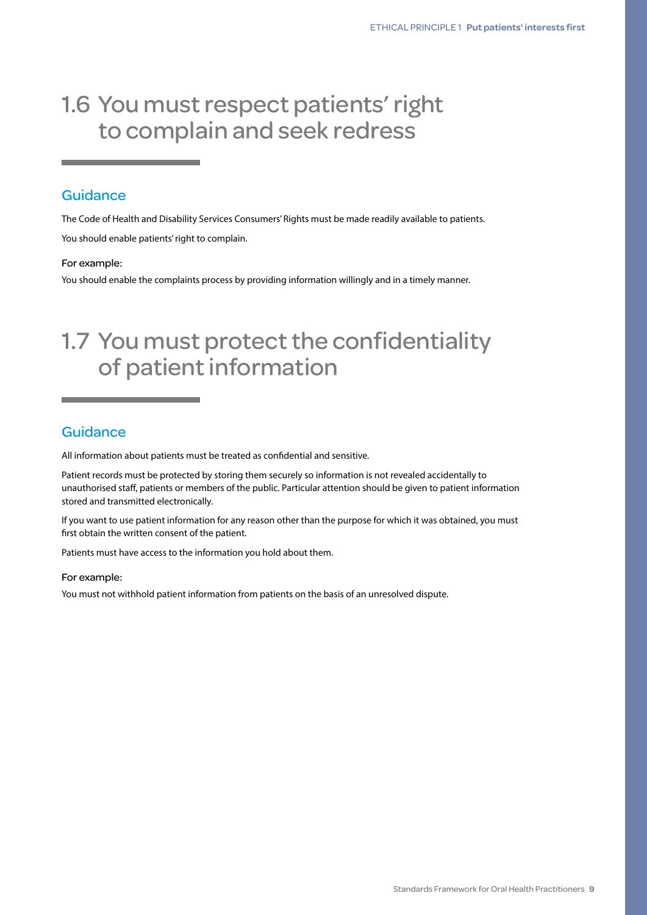## 1.6 You must respect patients' right to complain and seek redress

### Guidance

The Code of Health and Disability Services Consumers' Rights must be made readily available to patients.

You should enable patients' right to complain.

#### For example:

You should enable the complaints process by providing information willingly and in a timely manner.

## 1.7 You must protect the confidentiality of patient information

### Guidance

All information about patients must be treated as confidential and sensitive.

Patient records must be protected by storing them securely so information is not revealed accidentally to unauthorised staff, patients or members of the public. Particular attention should be given to patient information stored and transmitted electronically.

If you want to use patient information for any reason other than the purpose for which it was obtained, you must first obtain the written consent of the patient.

Patients must have access to the information you hold about them.

#### For example:

You must not withhold patient information from patients on the basis of an unresolved dispute.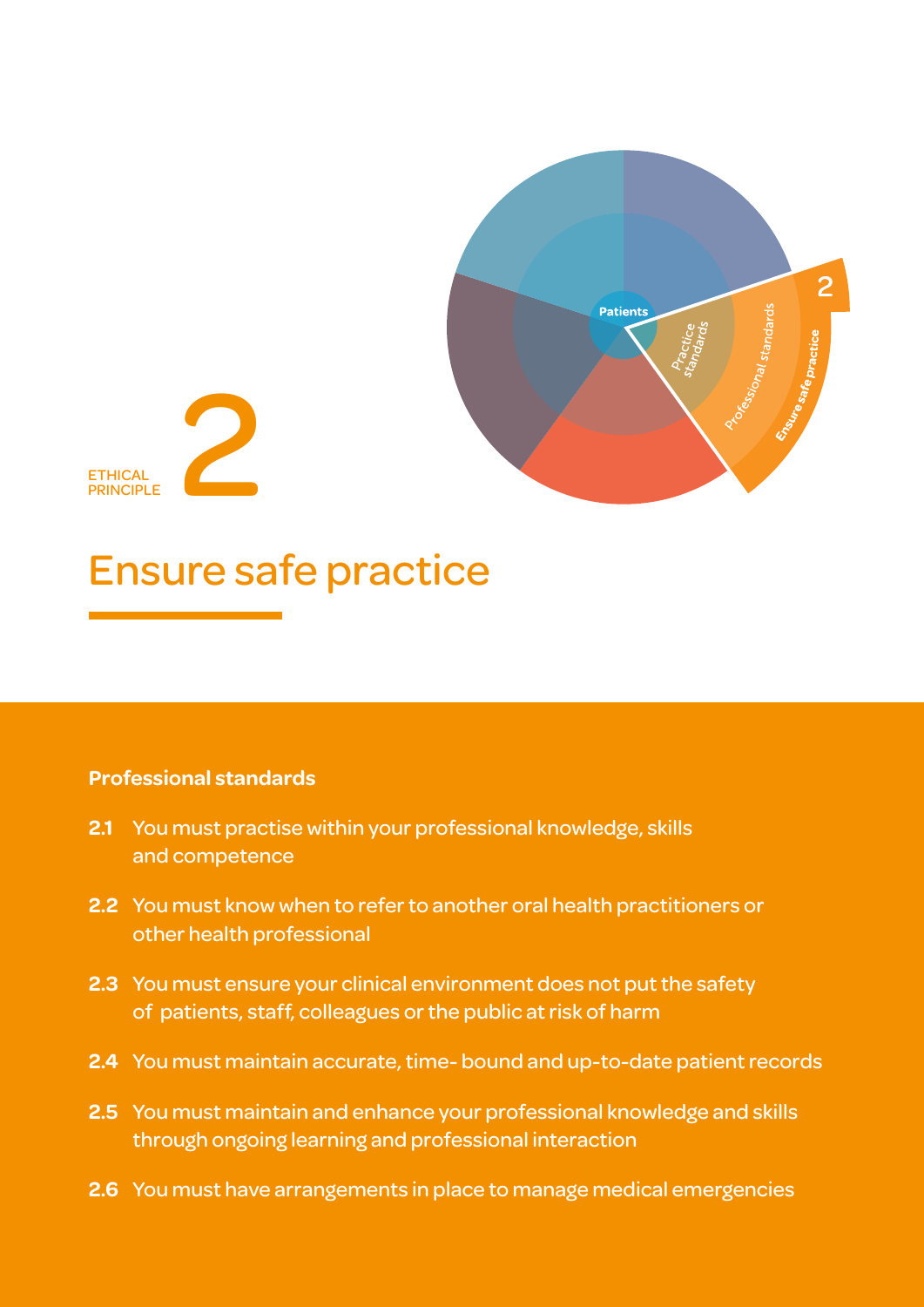ETHICAL PRINCIPLE 2

# Ensure safe practice

## Professional standards

**2.1** You must practise within your professional knowledge, skills and competence

**2.2** You must know when to refer to another oral health practitioners or other health professional

**2.3** You must ensure your clinical environment does not put the safety of patients, staff, colleagues or the public at risk of harm

**2.4** You must maintain accurate, time- bound and up-to-date patient records

**2.5** You must maintain and enhance your professional knowledge and skills through ongoing learning and professional interaction

**2.6** You must have arrangements in place to manage medical emergencies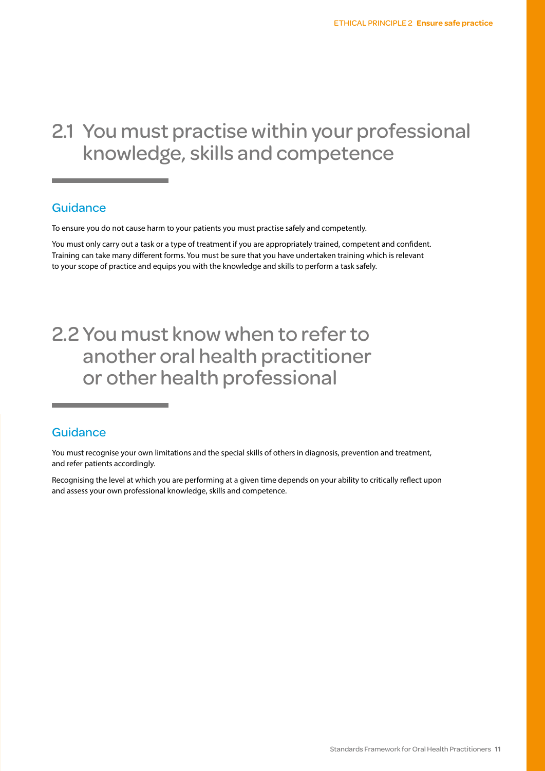## 2.1 You must practise within your professional knowledge, skills and competence

### Guidance

To ensure you do not cause harm to your patients you must practise safely and competently.

You must only carry out a task or a type of treatment if you are appropriately trained, competent and confident. Training can take many different forms. You must be sure that you have undertaken training which is relevant to your scope of practice and equips you with the knowledge and skills to perform a task safely.

## 2.2 You must know when to refer to another oral health practitioner or other health professional

### Guidance

You must recognise your own limitations and the special skills of others in diagnosis, prevention and treatment, and refer patients accordingly.

Recognising the level at which you are performing at a given time depends on your ability to critically reflect upon and assess your own professional knowledge, skills and competence.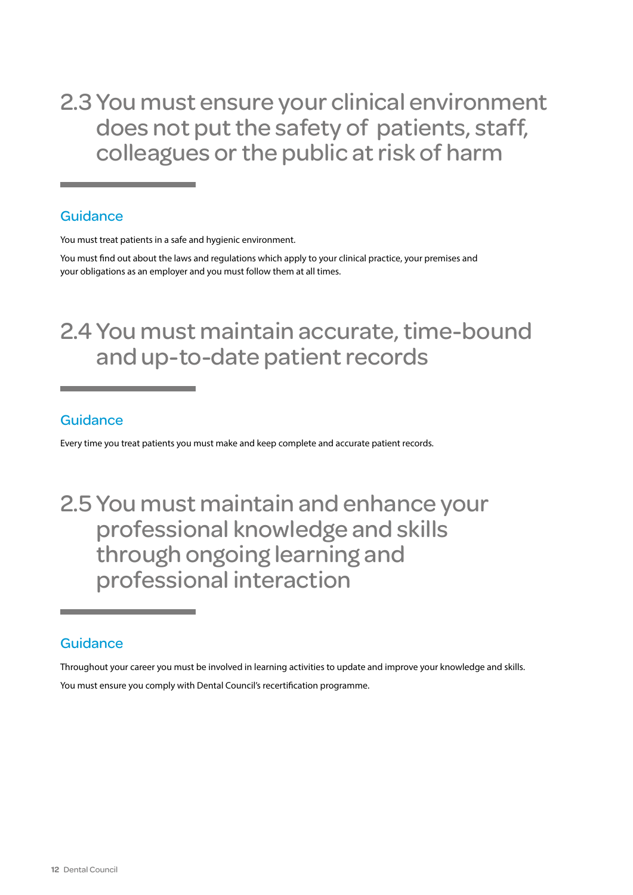## 2.3 You must ensure your clinical environment does not put the safety of patients, staff, colleagues or the public at risk of harm

### Guidance

You must treat patients in a safe and hygienic environment.

You must find out about the laws and regulations which apply to your clinical practice, your premises and your obligations as an employer and you must follow them at all times.

## 2.4 You must maintain accurate, time-bound and up-to-date patient records

### Guidance

Every time you treat patients you must make and keep complete and accurate patient records.

## 2.5 You must maintain and enhance your professional knowledge and skills through ongoing learning and professional interaction

### Guidance

Throughout your career you must be involved in learning activities to update and improve your knowledge and skills.

You must ensure you comply with Dental Council's recertification programme.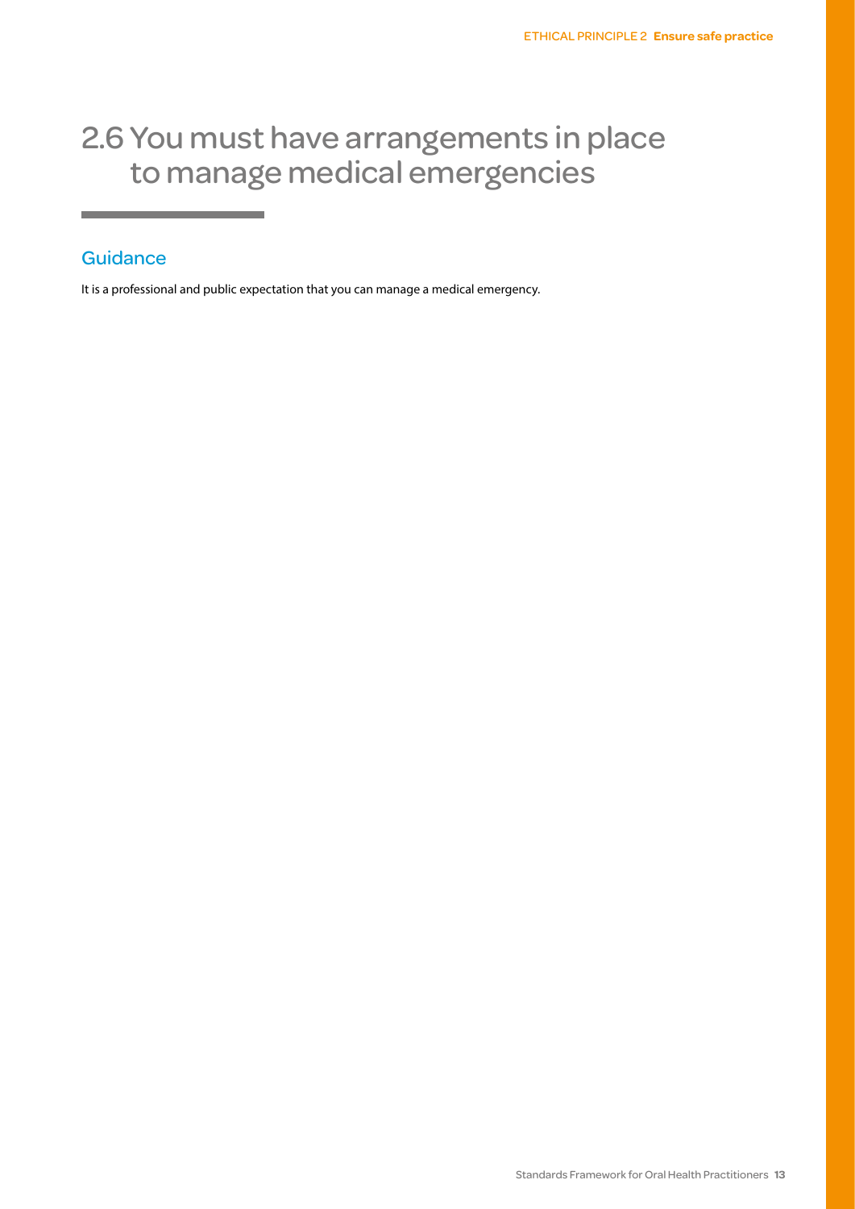# 2.6 You must have arrangements in place to manage medical emergencies

## Guidance

It is a professional and public expectation that you can manage a medical emergency.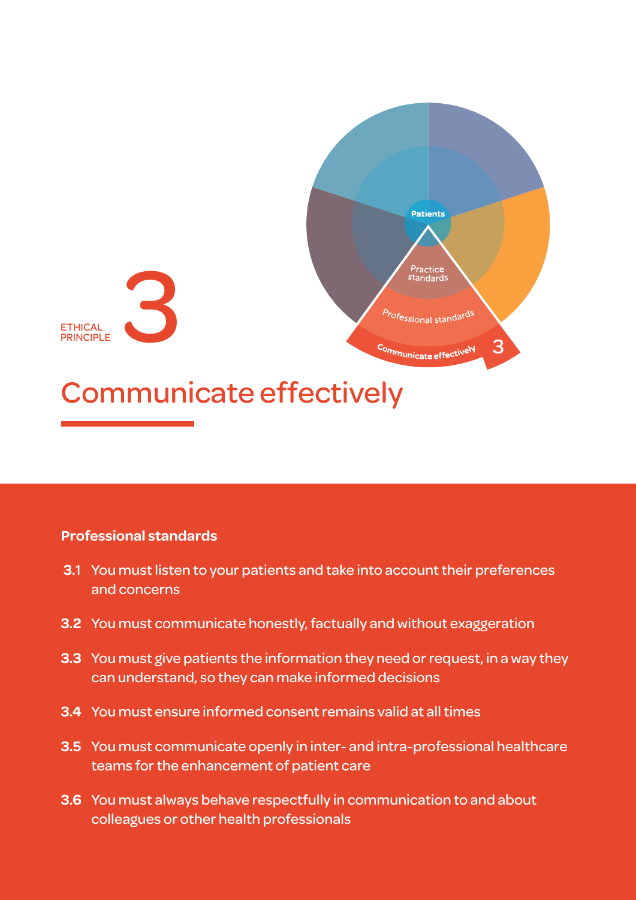ETHICAL PRINCIPLE 3

# Communicate effectively

**Professional standards**

**3.1** You must listen to your patients and take into account their preferences and concerns

**3.2** You must communicate honestly, factually and without exaggeration

**3.3** You must give patients the information they need or request, in a way they can understand, so they can make informed decisions

**3.4** You must ensure informed consent remains valid at all times

**3.5** You must communicate openly in inter- and intra-professional healthcare teams for the enhancement of patient care

**3.6** You must always behave respectfully in communication to and about colleagues or other health professionals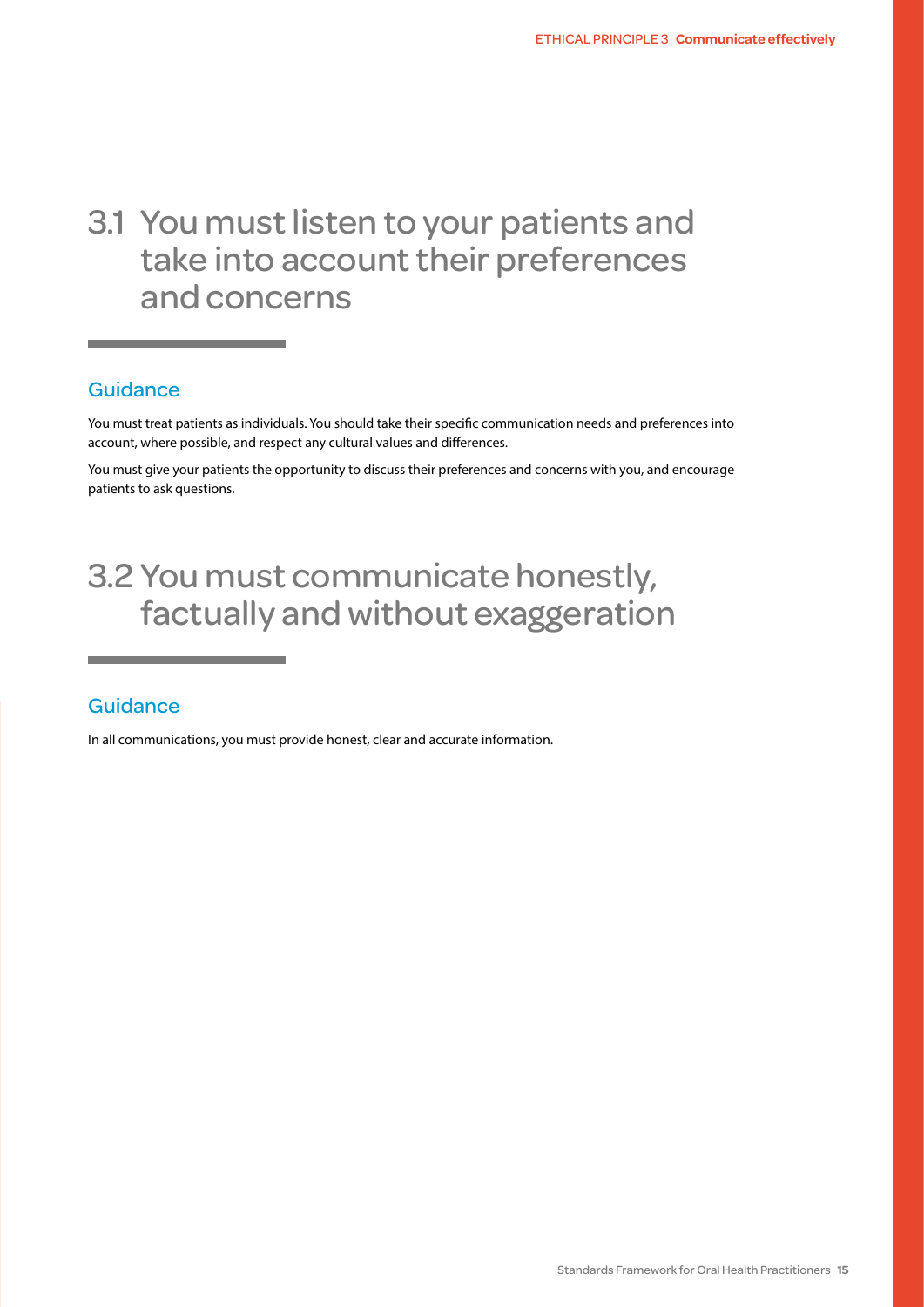## 3.1 You must listen to your patients and take into account their preferences and concerns

### Guidance

You must treat patients as individuals. You should take their specific communication needs and preferences into account, where possible, and respect any cultural values and differences.

You must give your patients the opportunity to discuss their preferences and concerns with you, and encourage patients to ask questions.

## 3.2 You must communicate honestly, factually and without exaggeration

### Guidance

In all communications, you must provide honest, clear and accurate information.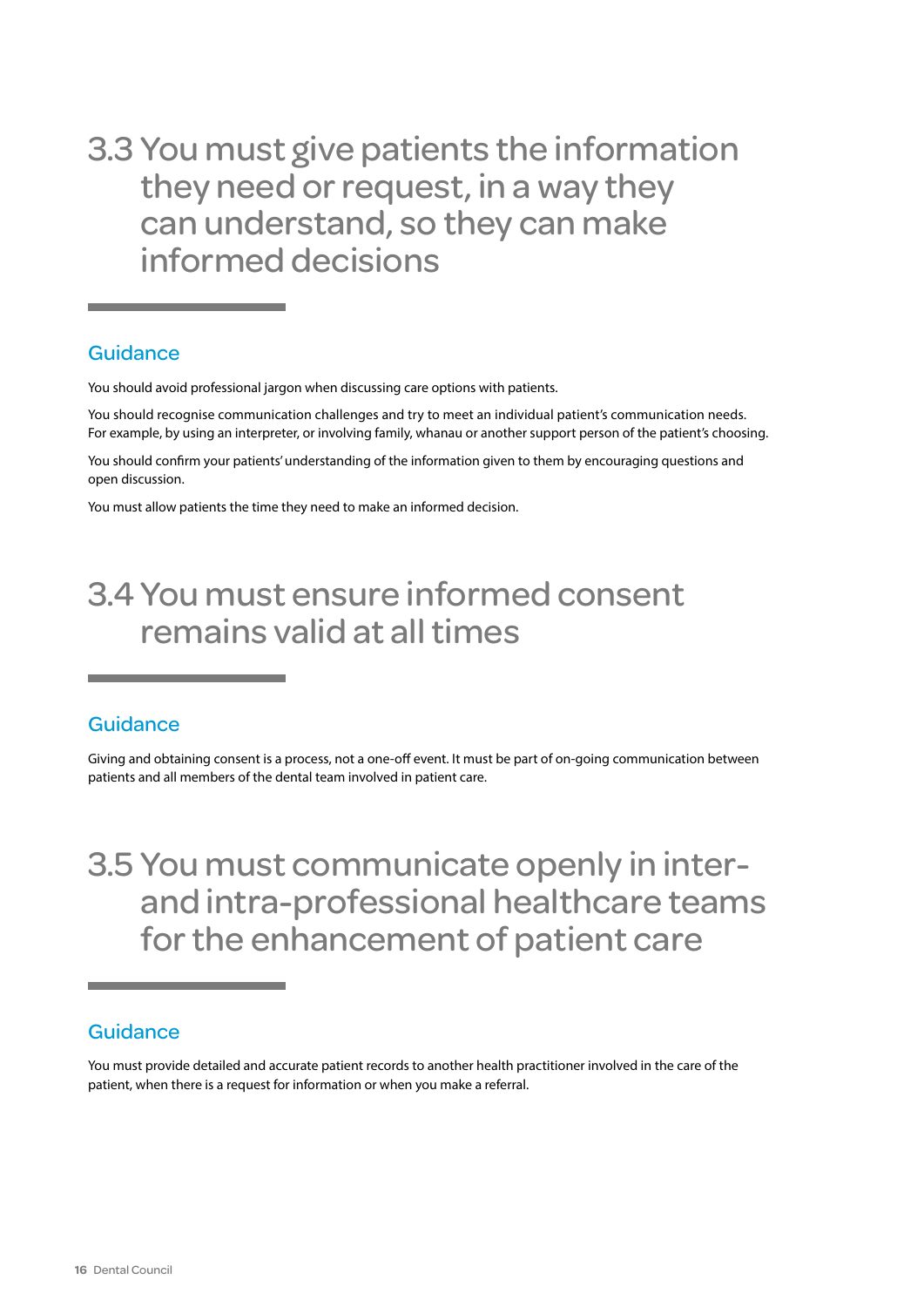## 3.3 You must give patients the information they need or request, in a way they can understand, so they can make informed decisions

### Guidance

You should avoid professional jargon when discussing care options with patients.

You should recognise communication challenges and try to meet an individual patient's communication needs. For example, by using an interpreter, or involving family, whanau or another support person of the patient's choosing.

You should confirm your patients' understanding of the information given to them by encouraging questions and open discussion.

You must allow patients the time they need to make an informed decision.

## 3.4 You must ensure informed consent remains valid at all times

### Guidance

Giving and obtaining consent is a process, not a one-off event. It must be part of on-going communication between patients and all members of the dental team involved in patient care.

## 3.5 You must communicate openly in inter- and intra-professional healthcare teams for the enhancement of patient care

### Guidance

You must provide detailed and accurate patient records to another health practitioner involved in the care of the patient, when there is a request for information or when you make a referral.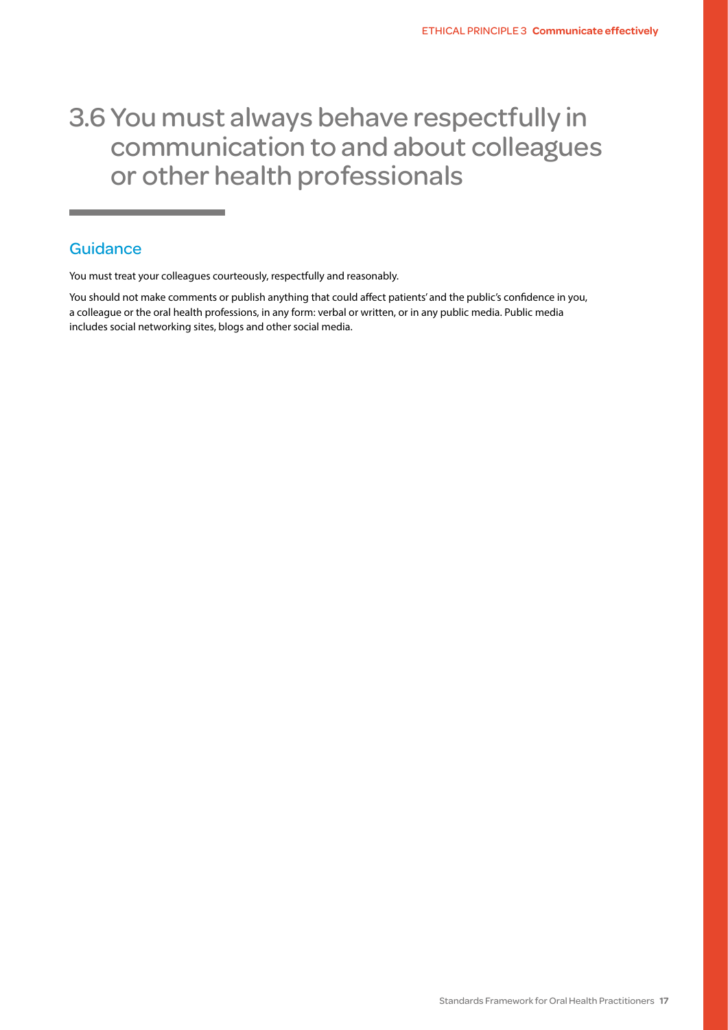# 3.6 You must always behave respectfully in communication to and about colleagues or other health professionals

## Guidance

You must treat your colleagues courteously, respectfully and reasonably.

You should not make comments or publish anything that could affect patients' and the public's confidence in you, a colleague or the oral health professions, in any form: verbal or written, or in any public media. Public media includes social networking sites, blogs and other social media.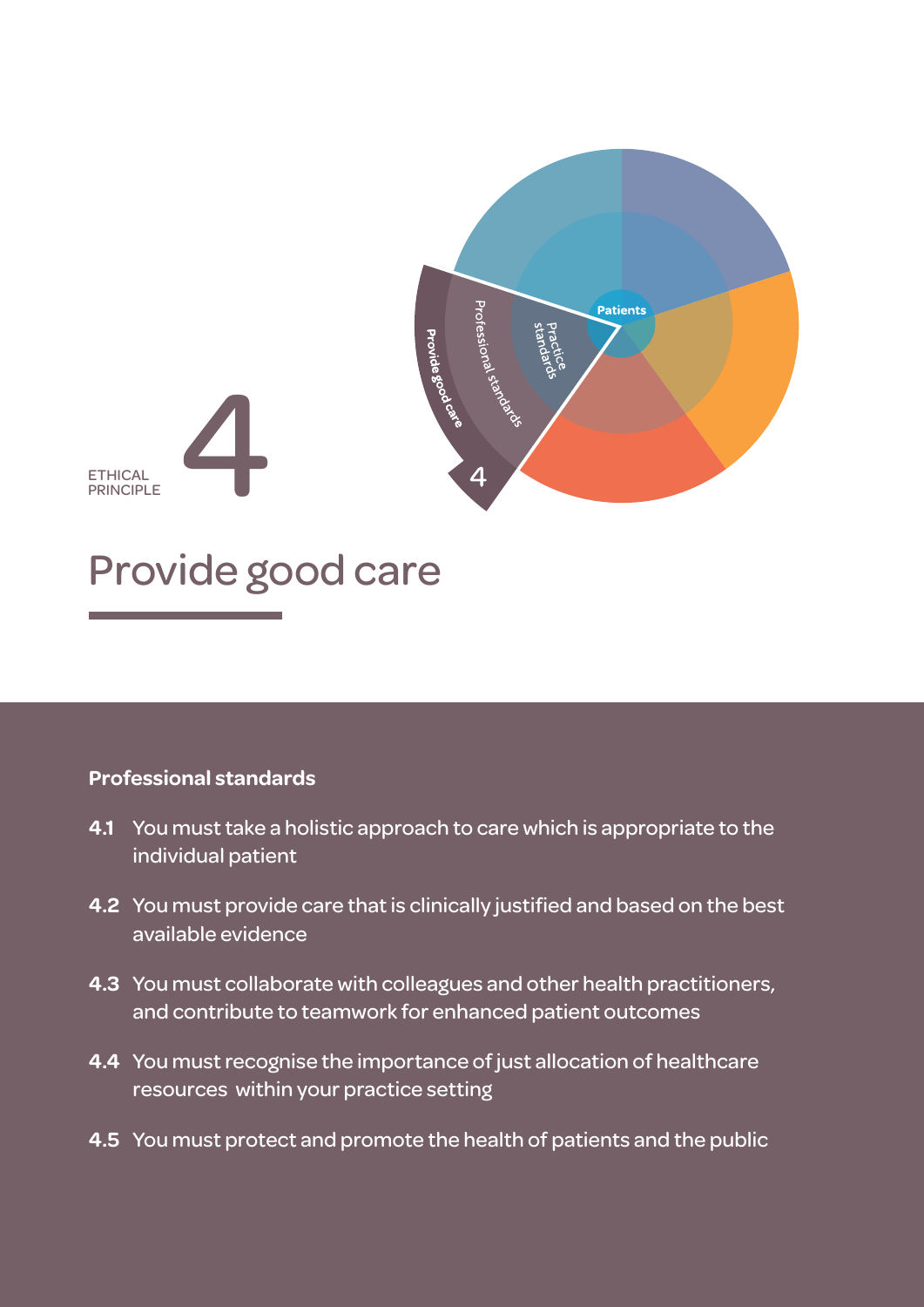ETHICAL PRINCIPLE 4

# Provide good care

**Professional standards**

**4.1** You must take a holistic approach to care which is appropriate to the individual patient

**4.2** You must provide care that is clinically justified and based on the best available evidence

**4.3** You must collaborate with colleagues and other health practitioners, and contribute to teamwork for enhanced patient outcomes

**4.4** You must recognise the importance of just allocation of healthcare resources within your practice setting

**4.5** You must protect and promote the health of patients and the public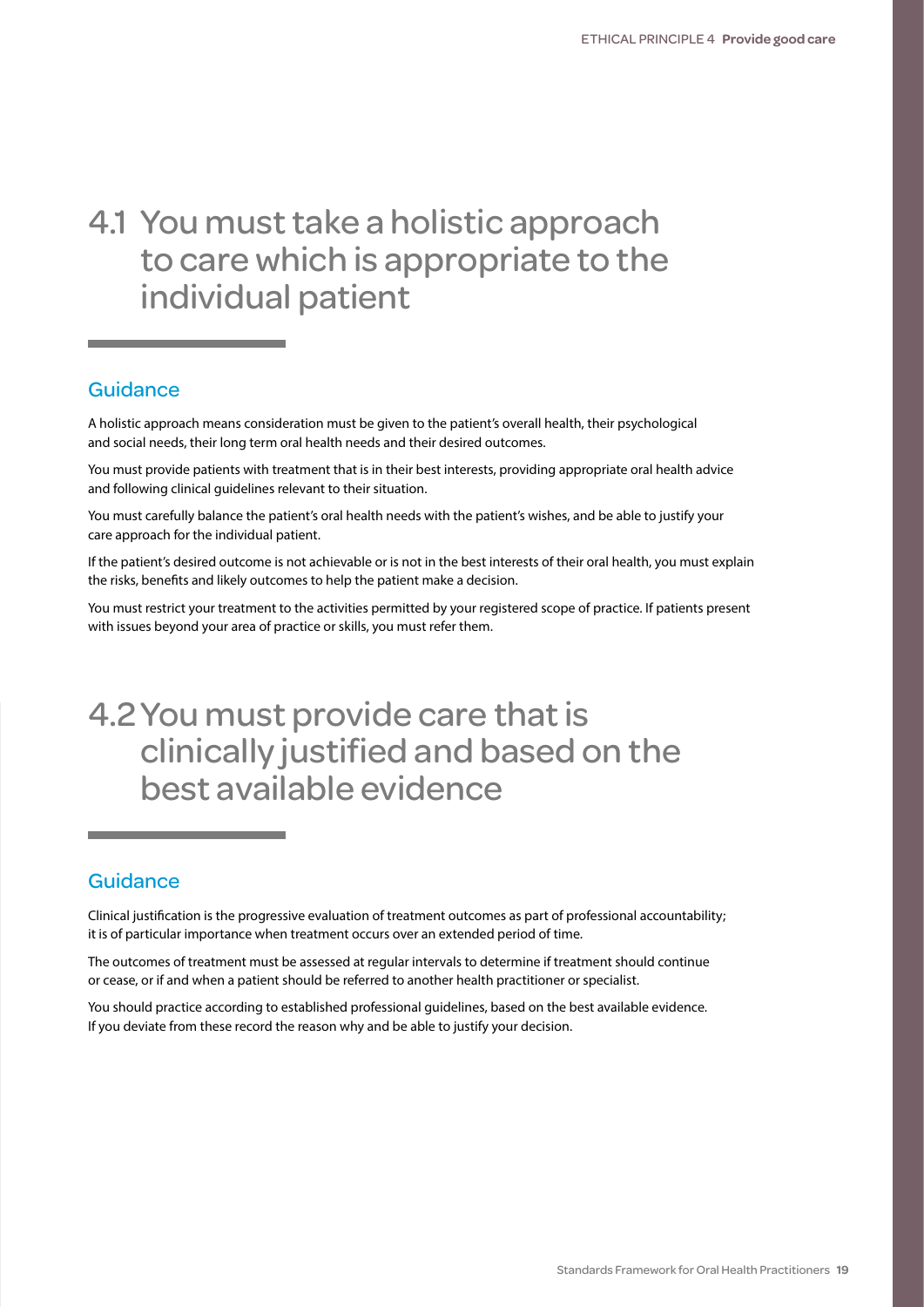# 4.1 You must take a holistic approach to care which is appropriate to the individual patient

## Guidance

A holistic approach means consideration must be given to the patient's overall health, their psychological and social needs, their long term oral health needs and their desired outcomes.

You must provide patients with treatment that is in their best interests, providing appropriate oral health advice and following clinical guidelines relevant to their situation.

You must carefully balance the patient's oral health needs with the patient's wishes, and be able to justify your care approach for the individual patient.

If the patient's desired outcome is not achievable or is not in the best interests of their oral health, you must explain the risks, benefits and likely outcomes to help the patient make a decision.

You must restrict your treatment to the activities permitted by your registered scope of practice. If patients present with issues beyond your area of practice or skills, you must refer them.

# 4.2 You must provide care that is clinically justified and based on the best available evidence

## Guidance

Clinical justification is the progressive evaluation of treatment outcomes as part of professional accountability; it is of particular importance when treatment occurs over an extended period of time.

The outcomes of treatment must be assessed at regular intervals to determine if treatment should continue or cease, or if and when a patient should be referred to another health practitioner or specialist.

You should practice according to established professional guidelines, based on the best available evidence. If you deviate from these record the reason why and be able to justify your decision.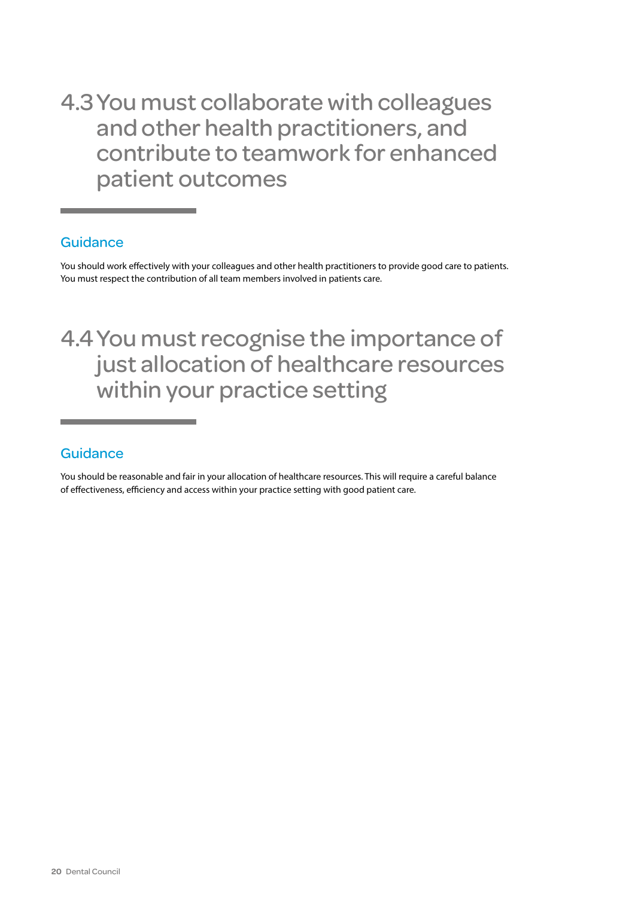## 4.3 You must collaborate with colleagues and other health practitioners, and contribute to teamwork for enhanced patient outcomes

### Guidance

You should work effectively with your colleagues and other health practitioners to provide good care to patients. You must respect the contribution of all team members involved in patients care.

## 4.4 You must recognise the importance of just allocation of healthcare resources within your practice setting

### Guidance

You should be reasonable and fair in your allocation of healthcare resources. This will require a careful balance of effectiveness, efficiency and access within your practice setting with good patient care.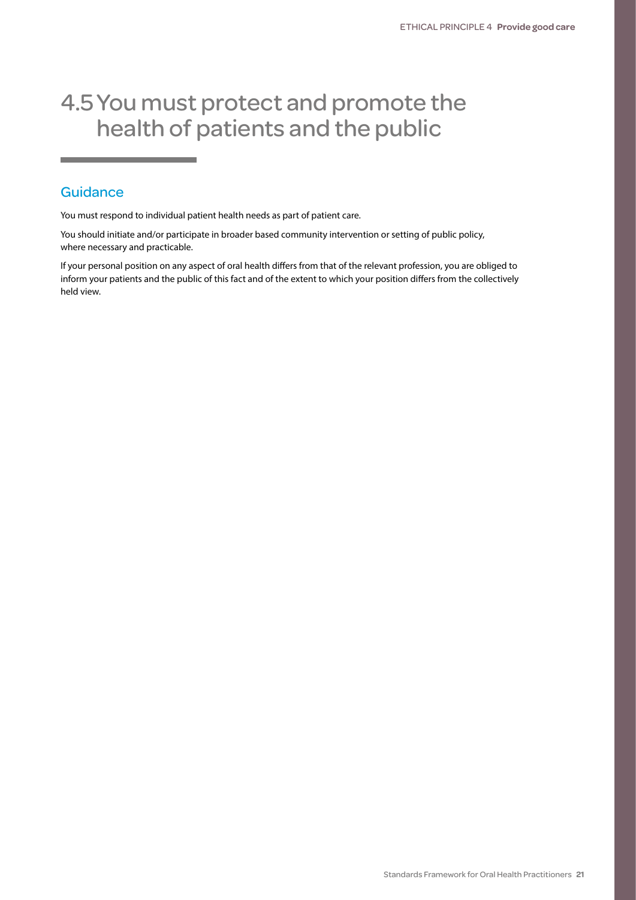# 4.5 You must protect and promote the health of patients and the public

## Guidance

You must respond to individual patient health needs as part of patient care.

You should initiate and/or participate in broader based community intervention or setting of public policy, where necessary and practicable.

If your personal position on any aspect of oral health differs from that of the relevant profession, you are obliged to inform your patients and the public of this fact and of the extent to which your position differs from the collectively held view.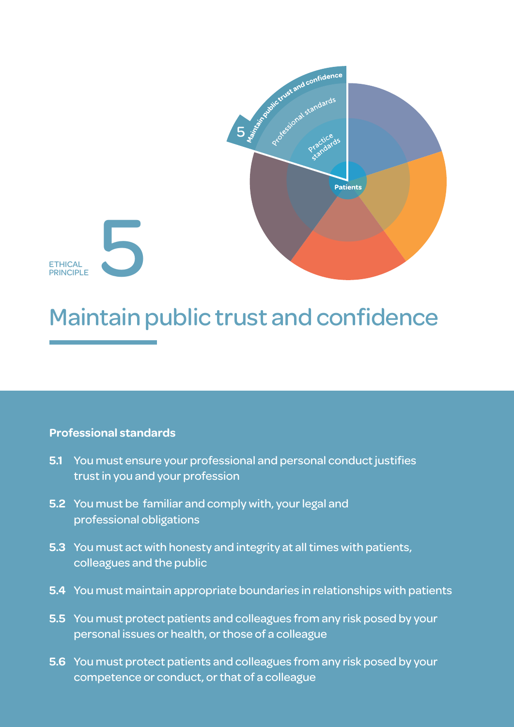ETHICAL PRINCIPLE 5

# Maintain public trust and confidence

## Professional standards

**5.1** You must ensure your professional and personal conduct justifies trust in you and your profession

**5.2** You must be familiar and comply with, your legal and professional obligations

**5.3** You must act with honesty and integrity at all times with patients, colleagues and the public

**5.4** You must maintain appropriate boundaries in relationships with patients

**5.5** You must protect patients and colleagues from any risk posed by your personal issues or health, or those of a colleague

**5.6** You must protect patients and colleagues from any risk posed by your competence or conduct, or that of a colleague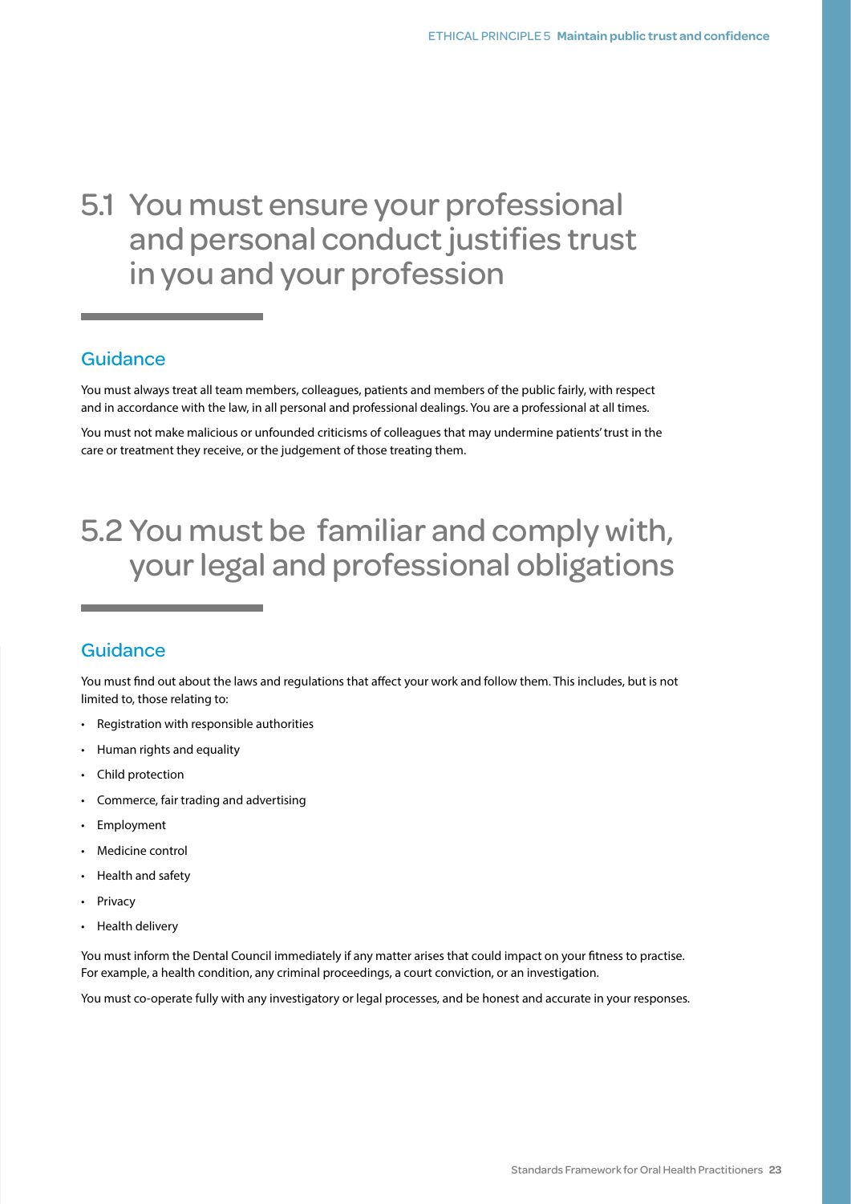## 5.1 You must ensure your professional and personal conduct justifies trust in you and your profession

### Guidance

You must always treat all team members, colleagues, patients and members of the public fairly, with respect and in accordance with the law, in all personal and professional dealings. You are a professional at all times.

You must not make malicious or unfounded criticisms of colleagues that may undermine patients' trust in the care or treatment they receive, or the judgement of those treating them.

## 5.2 You must be familiar and comply with, your legal and professional obligations

### Guidance

You must find out about the laws and regulations that affect your work and follow them. This includes, but is not limited to, those relating to:

- Registration with responsible authorities
- Human rights and equality
- Child protection
- Commerce, fair trading and advertising
- Employment
- Medicine control
- Health and safety
- Privacy
- Health delivery

You must inform the Dental Council immediately if any matter arises that could impact on your fitness to practise. For example, a health condition, any criminal proceedings, a court conviction, or an investigation.

You must co-operate fully with any investigatory or legal processes, and be honest and accurate in your responses.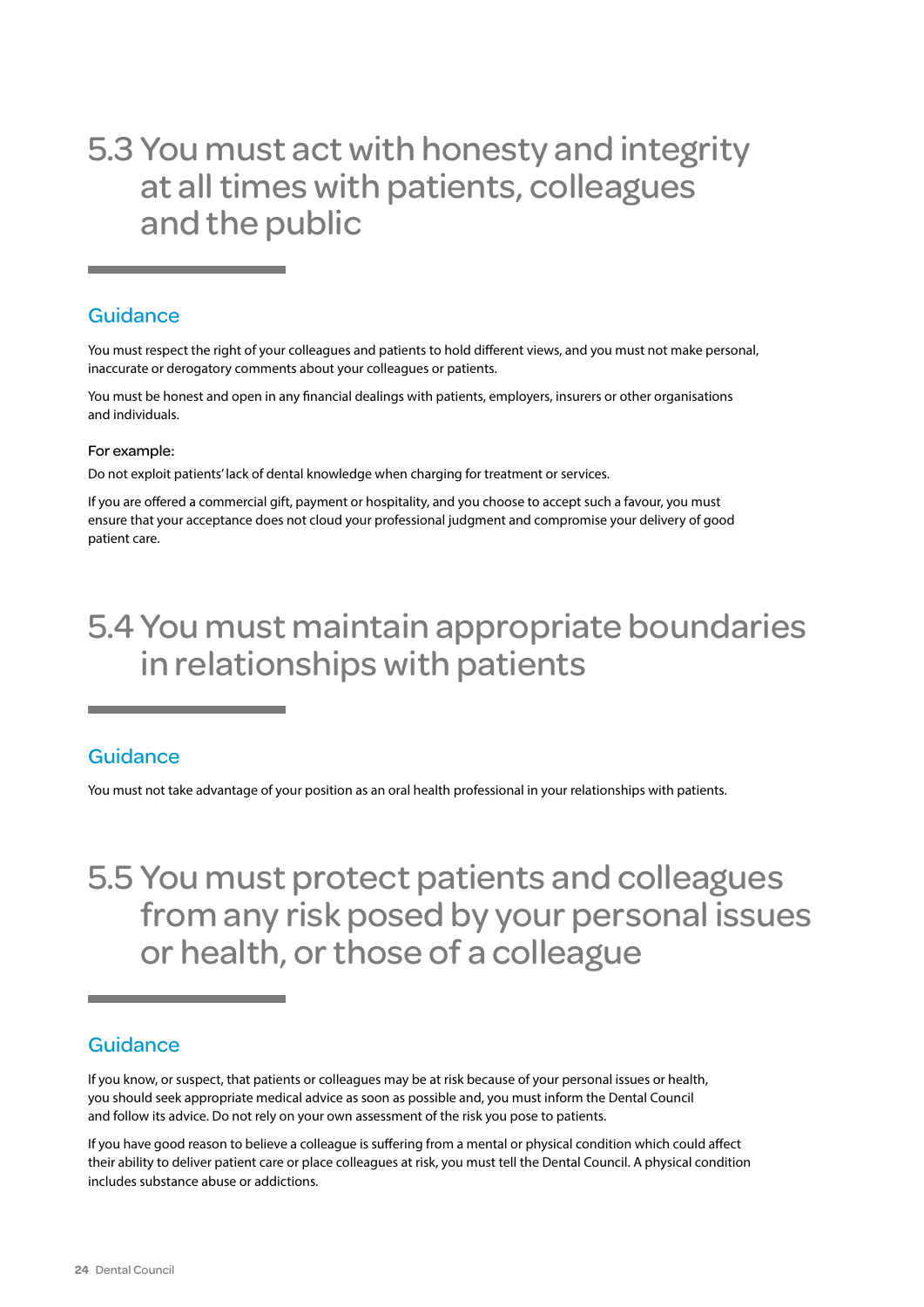## 5.3 You must act with honesty and integrity at all times with patients, colleagues and the public

### Guidance

You must respect the right of your colleagues and patients to hold different views, and you must not make personal, inaccurate or derogatory comments about your colleagues or patients.

You must be honest and open in any financial dealings with patients, employers, insurers or other organisations and individuals.

For example:

Do not exploit patients' lack of dental knowledge when charging for treatment or services.

If you are offered a commercial gift, payment or hospitality, and you choose to accept such a favour, you must ensure that your acceptance does not cloud your professional judgment and compromise your delivery of good patient care.

## 5.4 You must maintain appropriate boundaries in relationships with patients

### Guidance

You must not take advantage of your position as an oral health professional in your relationships with patients.

## 5.5 You must protect patients and colleagues from any risk posed by your personal issues or health, or those of a colleague

### Guidance

If you know, or suspect, that patients or colleagues may be at risk because of your personal issues or health, you should seek appropriate medical advice as soon as possible and, you must inform the Dental Council and follow its advice. Do not rely on your own assessment of the risk you pose to patients.

If you have good reason to believe a colleague is suffering from a mental or physical condition which could affect their ability to deliver patient care or place colleagues at risk, you must tell the Dental Council. A physical condition includes substance abuse or addictions.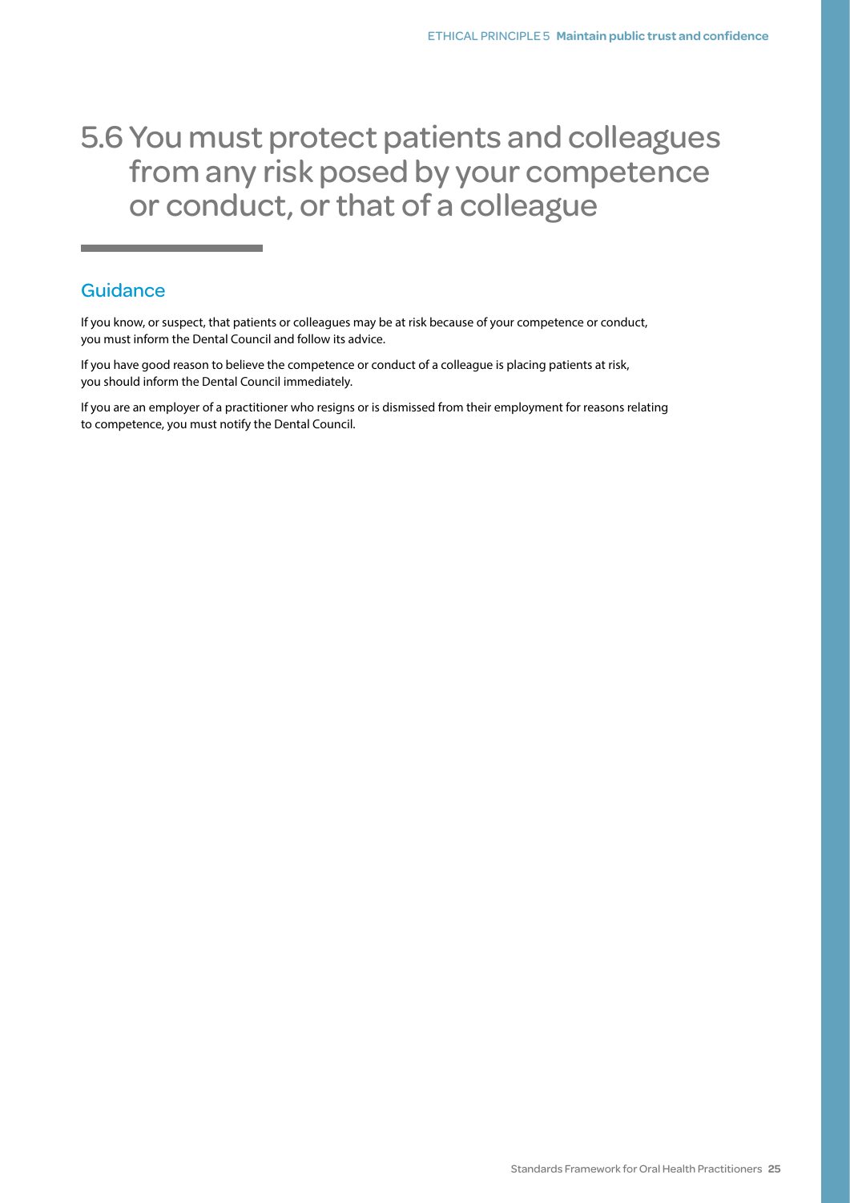# 5.6 You must protect patients and colleagues from any risk posed by your competence or conduct, or that of a colleague

## Guidance

If you know, or suspect, that patients or colleagues may be at risk because of your competence or conduct, you must inform the Dental Council and follow its advice.

If you have good reason to believe the competence or conduct of a colleague is placing patients at risk, you should inform the Dental Council immediately.

If you are an employer of a practitioner who resigns or is dismissed from their employment for reasons relating to competence, you must notify the Dental Council.